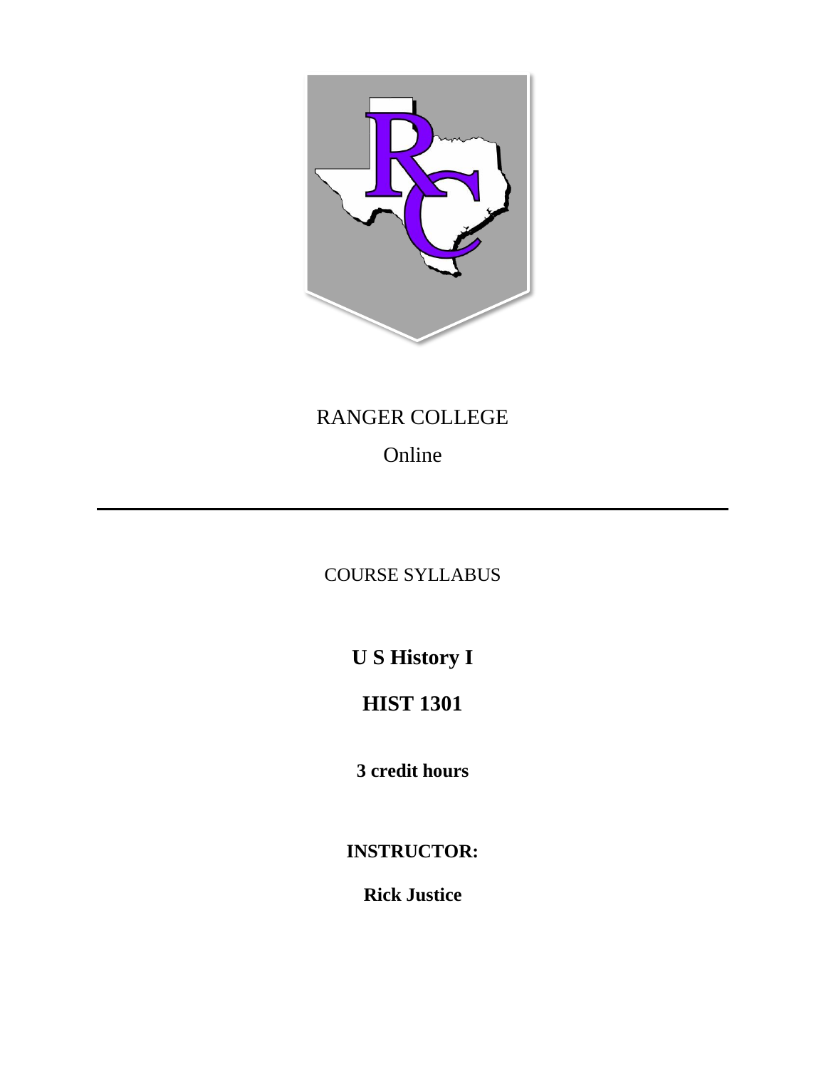RANGER COLLEGE

Online

---

COURSE SYLLABUS

# U S History I

# HIST 1301

**3 credit hours**

**INSTRUCTOR:**

**Rick Justice**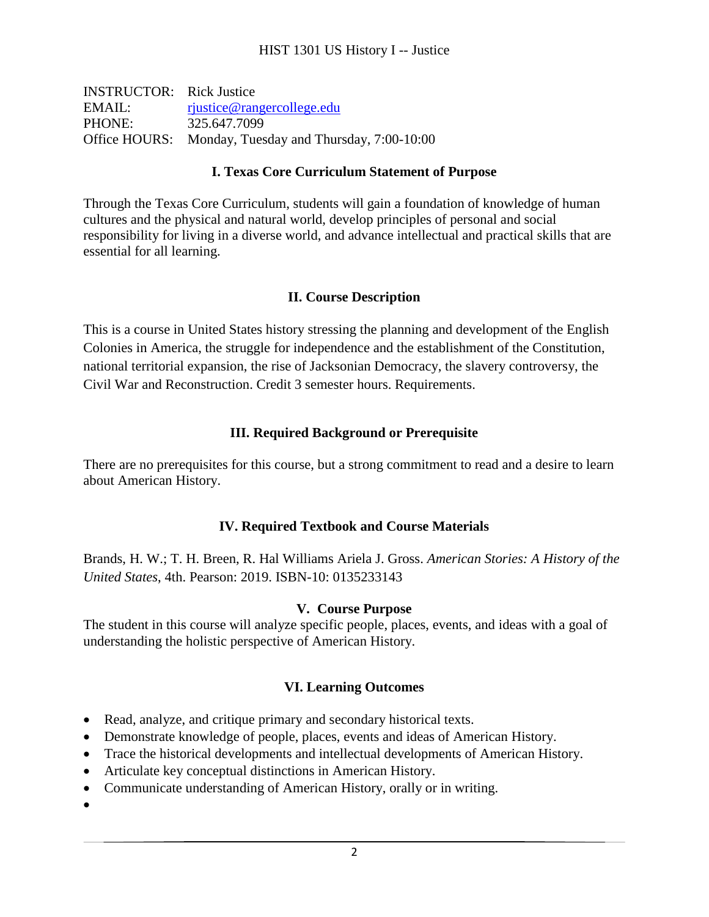HIST 1301 US History I -- Justice

INSTRUCTOR: Rick Justice
EMAIL: rjustice@rangercollege.edu
PHONE: 325.647.7099
Office HOURS: Monday, Tuesday and Thursday, 7:00-10:00

## I. Texas Core Curriculum Statement of Purpose

Through the Texas Core Curriculum, students will gain a foundation of knowledge of human cultures and the physical and natural world, develop principles of personal and social responsibility for living in a diverse world, and advance intellectual and practical skills that are essential for all learning.

## II. Course Description

This is a course in United States history stressing the planning and development of the English Colonies in America, the struggle for independence and the establishment of the Constitution, national territorial expansion, the rise of Jacksonian Democracy, the slavery controversy, the Civil War and Reconstruction. Credit 3 semester hours. Requirements.

## III. Required Background or Prerequisite

There are no prerequisites for this course, but a strong commitment to read and a desire to learn about American History.

## IV. Required Textbook and Course Materials

Brands, H. W.; T. H. Breen, R. Hal Williams Ariela J. Gross. *American Stories: A History of the United States*, 4th. Pearson: 2019. ISBN-10: 0135233143

## V. Course Purpose

The student in this course will analyze specific people, places, events, and ideas with a goal of understanding the holistic perspective of American History.

## VI. Learning Outcomes

- Read, analyze, and critique primary and secondary historical texts.
- Demonstrate knowledge of people, places, events and ideas of American History.
- Trace the historical developments and intellectual developments of American History.
- Articulate key conceptual distinctions in American History.
- Communicate understanding of American History, orally or in writing.
-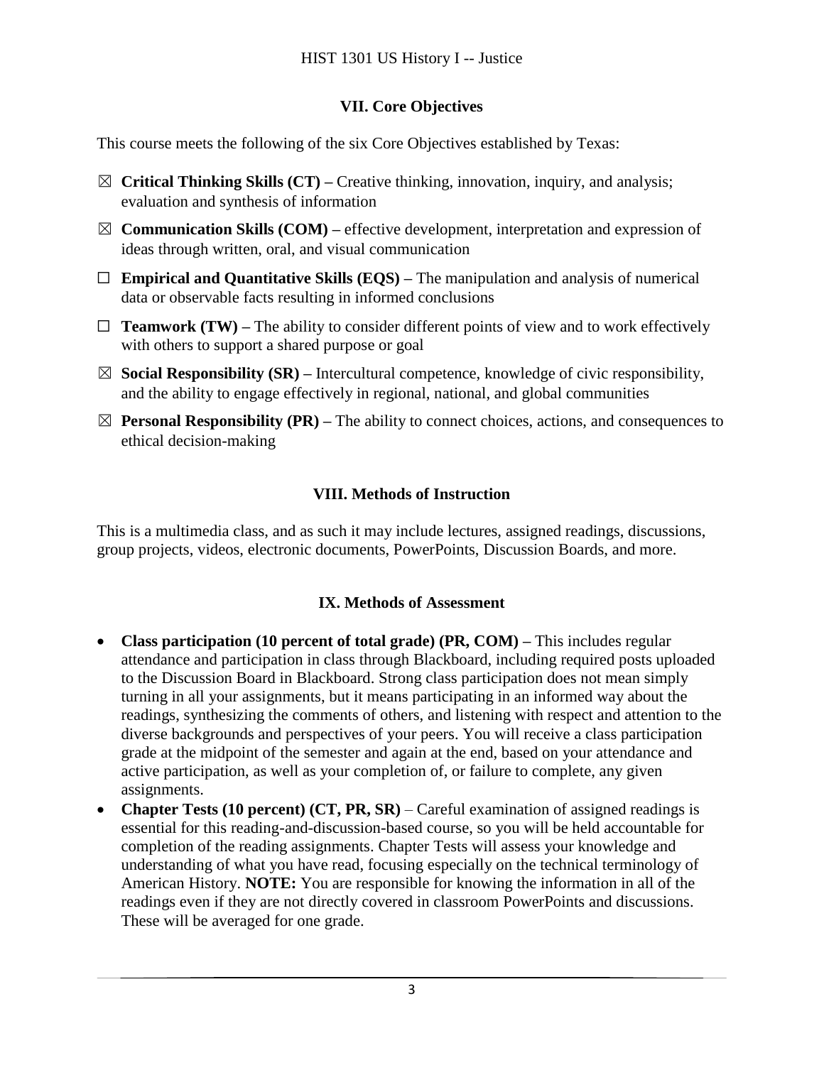## VII. Core Objectives

This course meets the following of the six Core Objectives established by Texas:

- ☒ **Critical Thinking Skills (CT) –** Creative thinking, innovation, inquiry, and analysis; evaluation and synthesis of information
- ☒ **Communication Skills (COM) –** effective development, interpretation and expression of ideas through written, oral, and visual communication
- ☐ **Empirical and Quantitative Skills (EQS) –** The manipulation and analysis of numerical data or observable facts resulting in informed conclusions
- ☐ **Teamwork (TW) –** The ability to consider different points of view and to work effectively with others to support a shared purpose or goal
- ☒ **Social Responsibility (SR) –** Intercultural competence, knowledge of civic responsibility, and the ability to engage effectively in regional, national, and global communities
- ☒ **Personal Responsibility (PR) –** The ability to connect choices, actions, and consequences to ethical decision-making

## VIII. Methods of Instruction

This is a multimedia class, and as such it may include lectures, assigned readings, discussions, group projects, videos, electronic documents, PowerPoints, Discussion Boards, and more.

## IX. Methods of Assessment

- **Class participation (10 percent of total grade) (PR, COM) –** This includes regular attendance and participation in class through Blackboard, including required posts uploaded to the Discussion Board in Blackboard. Strong class participation does not mean simply turning in all your assignments, but it means participating in an informed way about the readings, synthesizing the comments of others, and listening with respect and attention to the diverse backgrounds and perspectives of your peers. You will receive a class participation grade at the midpoint of the semester and again at the end, based on your attendance and active participation, as well as your completion of, or failure to complete, any given assignments.
- **Chapter Tests (10 percent) (CT, PR, SR)** – Careful examination of assigned readings is essential for this reading-and-discussion-based course, so you will be held accountable for completion of the reading assignments. Chapter Tests will assess your knowledge and understanding of what you have read, focusing especially on the technical terminology of American History. **NOTE:** You are responsible for knowing the information in all of the readings even if they are not directly covered in classroom PowerPoints and discussions. These will be averaged for one grade.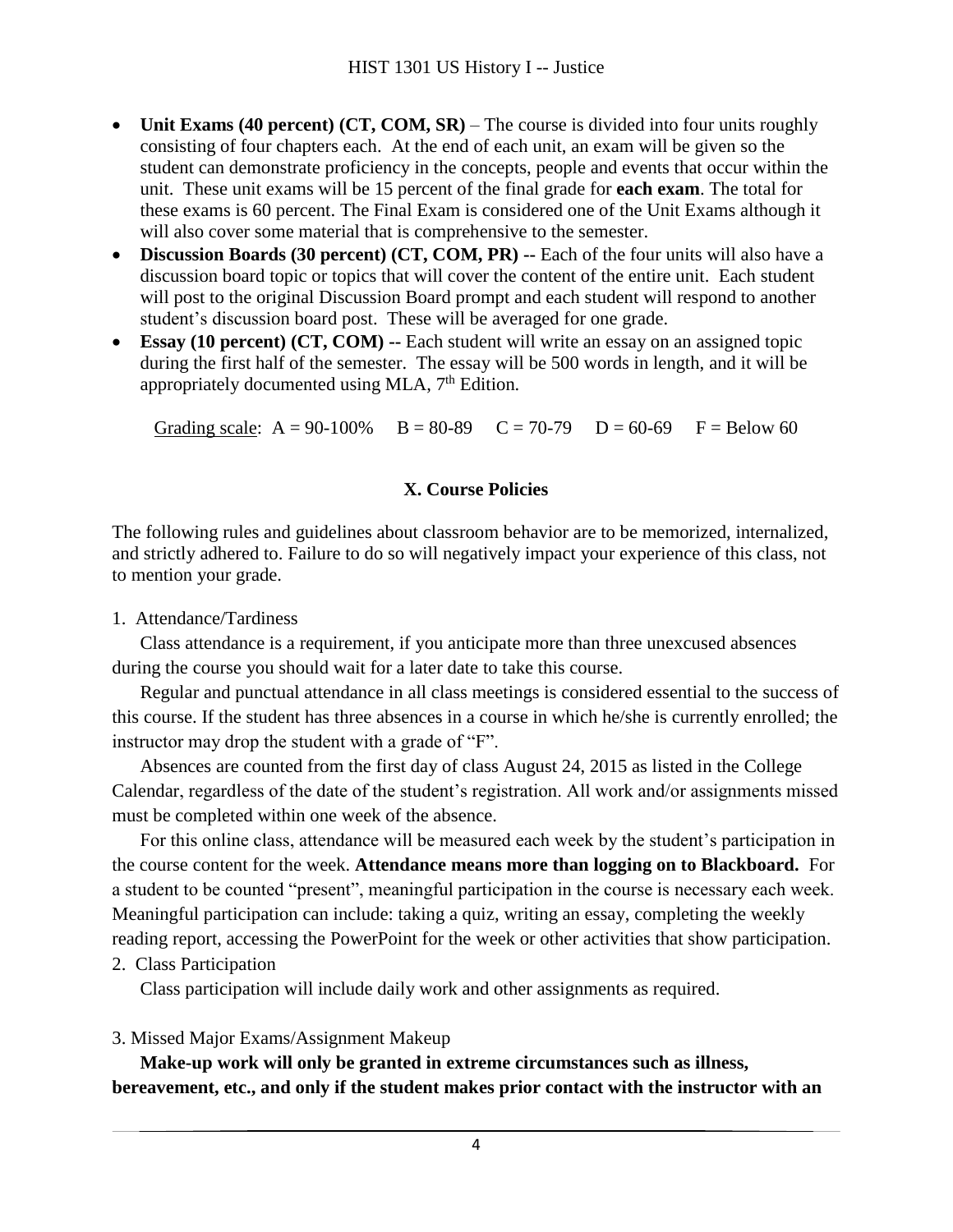- **Unit Exams (40 percent) (CT, COM, SR)** – The course is divided into four units roughly consisting of four chapters each. At the end of each unit, an exam will be given so the student can demonstrate proficiency in the concepts, people and events that occur within the unit. These unit exams will be 15 percent of the final grade for **each exam**. The total for these exams is 60 percent. The Final Exam is considered one of the Unit Exams although it will also cover some material that is comprehensive to the semester.
- **Discussion Boards (30 percent) (CT, COM, PR) --** Each of the four units will also have a discussion board topic or topics that will cover the content of the entire unit. Each student will post to the original Discussion Board prompt and each student will respond to another student's discussion board post. These will be averaged for one grade.
- **Essay (10 percent) (CT, COM) --** Each student will write an essay on an assigned topic during the first half of the semester. The essay will be 500 words in length, and it will be appropriately documented using MLA, 7th Edition.

Grading scale: A = 90-100% B = 80-89 C = 70-79 D = 60-69 F = Below 60

## X. Course Policies

The following rules and guidelines about classroom behavior are to be memorized, internalized, and strictly adhered to. Failure to do so will negatively impact your experience of this class, not to mention your grade.

1. Attendance/Tardiness

Class attendance is a requirement, if you anticipate more than three unexcused absences during the course you should wait for a later date to take this course.

Regular and punctual attendance in all class meetings is considered essential to the success of this course. If the student has three absences in a course in which he/she is currently enrolled; the instructor may drop the student with a grade of "F".

Absences are counted from the first day of class August 24, 2015 as listed in the College Calendar, regardless of the date of the student's registration. All work and/or assignments missed must be completed within one week of the absence.

For this online class, attendance will be measured each week by the student's participation in the course content for the week. **Attendance means more than logging on to Blackboard.** For a student to be counted "present", meaningful participation in the course is necessary each week. Meaningful participation can include: taking a quiz, writing an essay, completing the weekly reading report, accessing the PowerPoint for the week or other activities that show participation.

2. Class Participation

Class participation will include daily work and other assignments as required.

3. Missed Major Exams/Assignment Makeup

**Make-up work will only be granted in extreme circumstances such as illness, bereavement, etc., and only if the student makes prior contact with the instructor with an**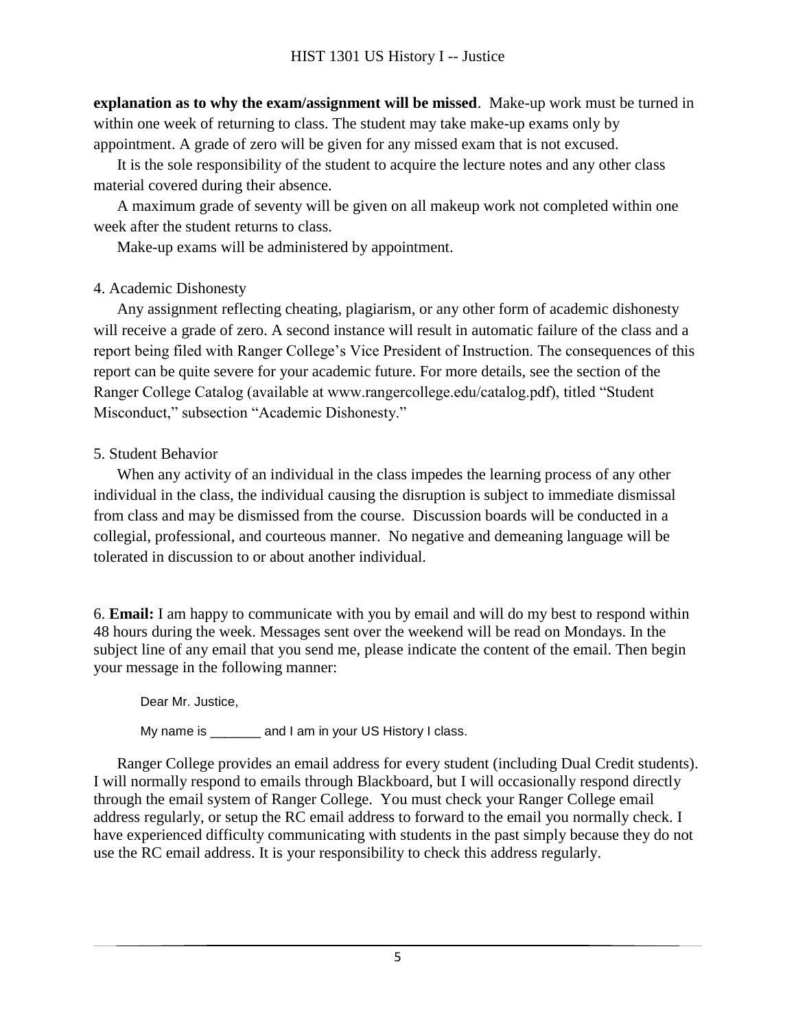**explanation as to why the exam/assignment will be missed**. Make-up work must be turned in within one week of returning to class. The student may take make-up exams only by appointment. A grade of zero will be given for any missed exam that is not excused.

It is the sole responsibility of the student to acquire the lecture notes and any other class material covered during their absence.

A maximum grade of seventy will be given on all makeup work not completed within one week after the student returns to class.

Make-up exams will be administered by appointment.

4. Academic Dishonesty

Any assignment reflecting cheating, plagiarism, or any other form of academic dishonesty will receive a grade of zero. A second instance will result in automatic failure of the class and a report being filed with Ranger College's Vice President of Instruction. The consequences of this report can be quite severe for your academic future. For more details, see the section of the Ranger College Catalog (available at www.rangercollege.edu/catalog.pdf), titled "Student Misconduct," subsection "Academic Dishonesty."

5. Student Behavior

When any activity of an individual in the class impedes the learning process of any other individual in the class, the individual causing the disruption is subject to immediate dismissal from class and may be dismissed from the course. Discussion boards will be conducted in a collegial, professional, and courteous manner. No negative and demeaning language will be tolerated in discussion to or about another individual.

6. **Email:** I am happy to communicate with you by email and will do my best to respond within 48 hours during the week. Messages sent over the weekend will be read on Mondays. In the subject line of any email that you send me, please indicate the content of the email. Then begin your message in the following manner:

> Dear Mr. Justice,
>
> My name is _______ and I am in your US History I class.

Ranger College provides an email address for every student (including Dual Credit students). I will normally respond to emails through Blackboard, but I will occasionally respond directly through the email system of Ranger College. You must check your Ranger College email address regularly, or setup the RC email address to forward to the email you normally check. I have experienced difficulty communicating with students in the past simply because they do not use the RC email address. It is your responsibility to check this address regularly.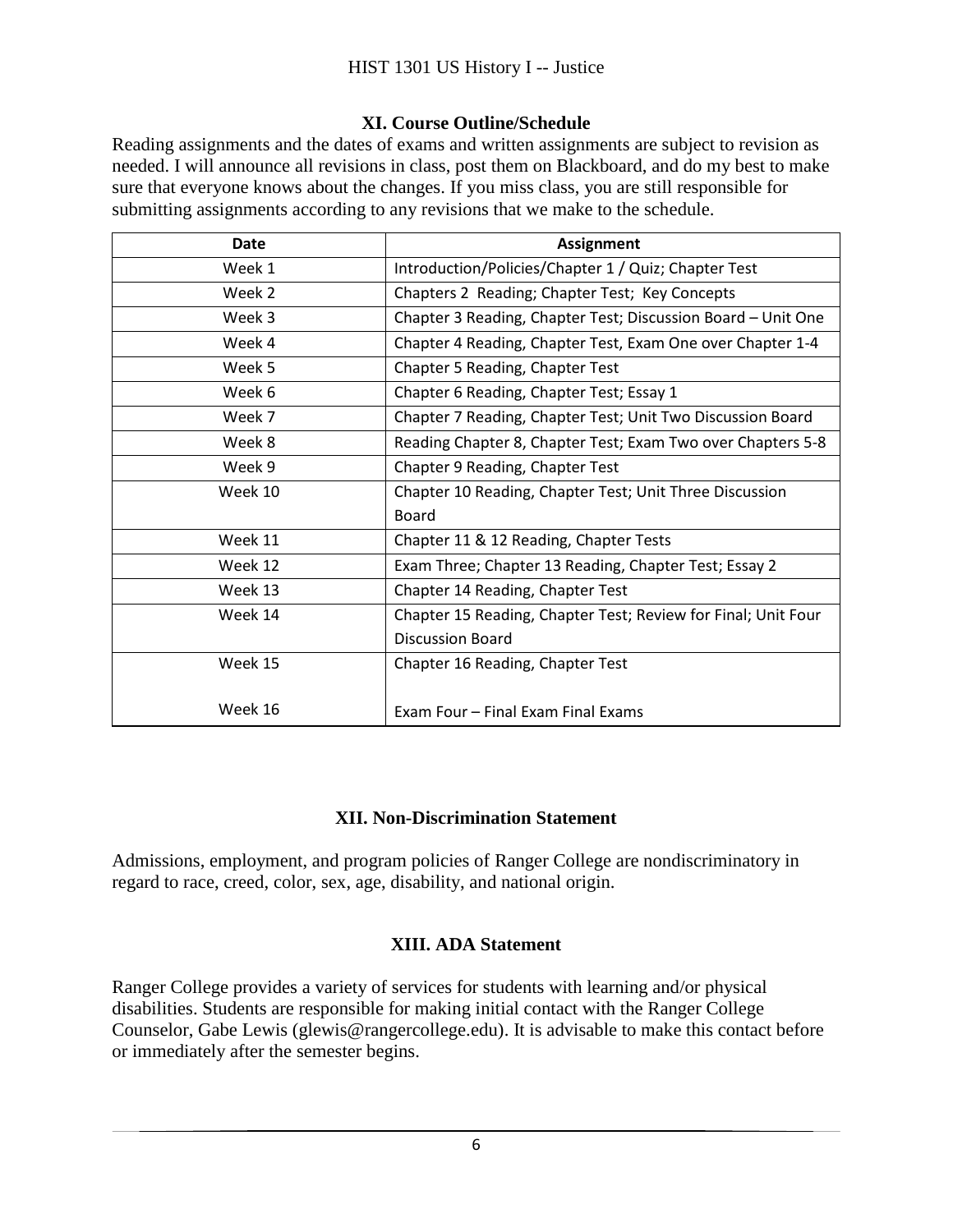### XI. Course Outline/Schedule

Reading assignments and the dates of exams and written assignments are subject to revision as needed. I will announce all revisions in class, post them on Blackboard, and do my best to make sure that everyone knows about the changes. If you miss class, you are still responsible for submitting assignments according to any revisions that we make to the schedule.

| Date | Assignment |
|---|---|
| Week 1 | Introduction/Policies/Chapter 1 / Quiz; Chapter Test |
| Week 2 | Chapters 2 Reading; Chapter Test; Key Concepts |
| Week 3 | Chapter 3 Reading, Chapter Test; Discussion Board – Unit One |
| Week 4 | Chapter 4 Reading, Chapter Test, Exam One over Chapter 1-4 |
| Week 5 | Chapter 5 Reading, Chapter Test |
| Week 6 | Chapter 6 Reading, Chapter Test; Essay 1 |
| Week 7 | Chapter 7 Reading, Chapter Test; Unit Two Discussion Board |
| Week 8 | Reading Chapter 8, Chapter Test; Exam Two over Chapters 5-8 |
| Week 9 | Chapter 9 Reading, Chapter Test |
| Week 10 | Chapter 10 Reading, Chapter Test; Unit Three Discussion Board |
| Week 11 | Chapter 11 & 12 Reading, Chapter Tests |
| Week 12 | Exam Three; Chapter 13 Reading, Chapter Test; Essay 2 |
| Week 13 | Chapter 14 Reading, Chapter Test |
| Week 14 | Chapter 15 Reading, Chapter Test; Review for Final; Unit Four Discussion Board |
| Week 15 | Chapter 16 Reading, Chapter Test |
| Week 16 | Exam Four – Final Exam Final Exams |

### XII. Non-Discrimination Statement

Admissions, employment, and program policies of Ranger College are nondiscriminatory in regard to race, creed, color, sex, age, disability, and national origin.

### XIII. ADA Statement

Ranger College provides a variety of services for students with learning and/or physical disabilities. Students are responsible for making initial contact with the Ranger College Counselor, Gabe Lewis (glewis@rangercollege.edu). It is advisable to make this contact before or immediately after the semester begins.